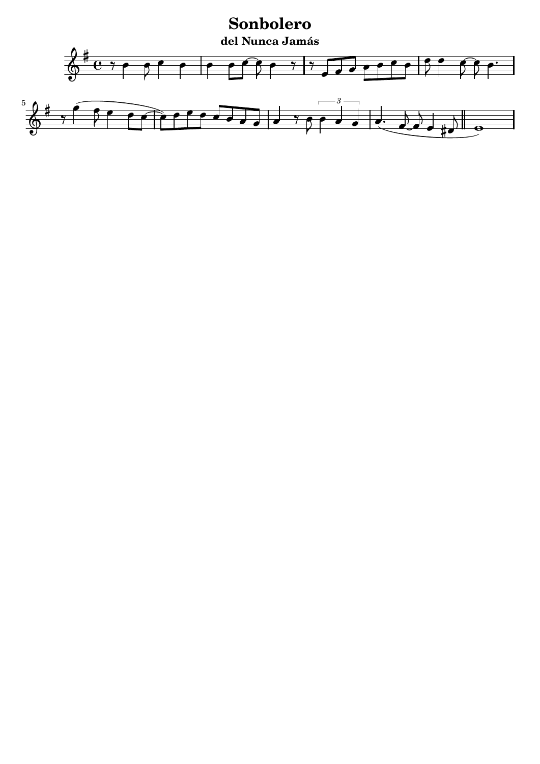# Sonbolero

## del Nunca Jamás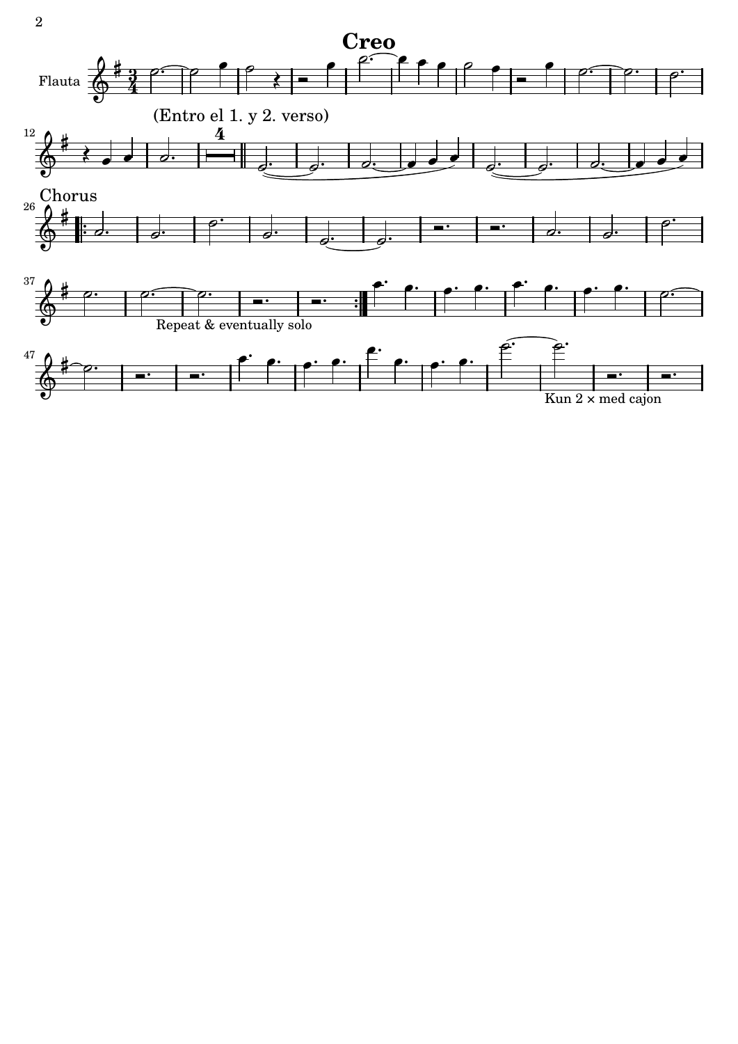# Creo

Flauta

(Entro el 1. y 2. verso)

Chorus

Repeat & eventually solo

Kun 2 × med cajon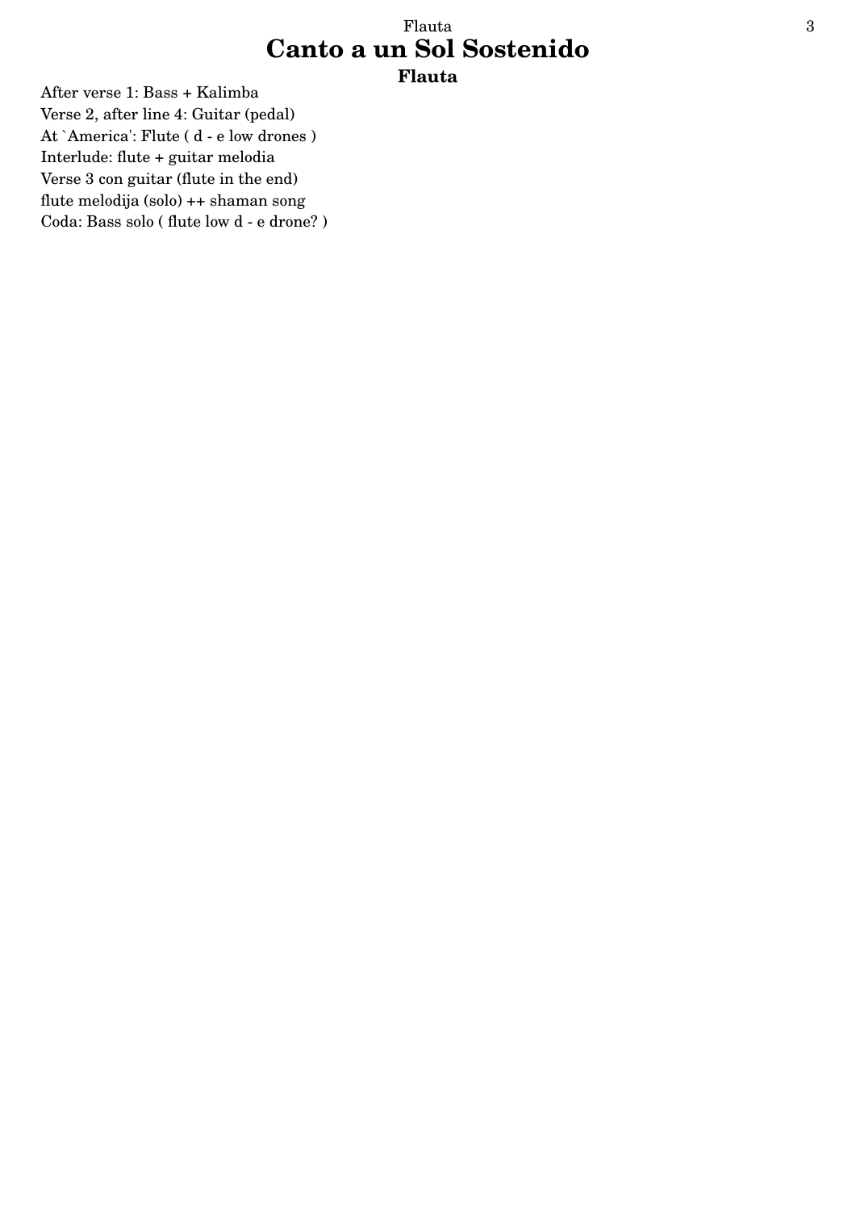# Canto a un Sol Sostenido

## Flauta

After verse 1: Bass + Kalimba
Verse 2, after line 4: Guitar (pedal)
At `America': Flute ( d - e low drones )
Interlude: flute + guitar melodia
Verse 3 con guitar (flute in the end)
flute melodija (solo) ++ shaman song
Coda: Bass solo ( flute low d - e drone? )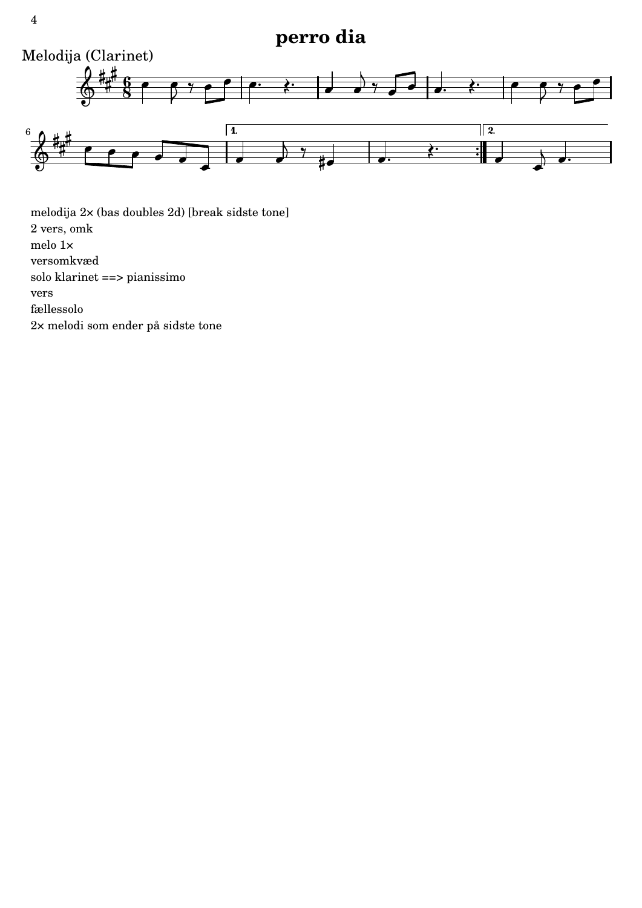# perro dia

Melodija (Clarinet)

melodija 2× (bas doubles 2d) [break sidste tone]

2 vers, omk

melo 1×

versomkvæd

solo klarinet ==> pianissimo

vers

fællessolo

2× melodi som ender på sidste tone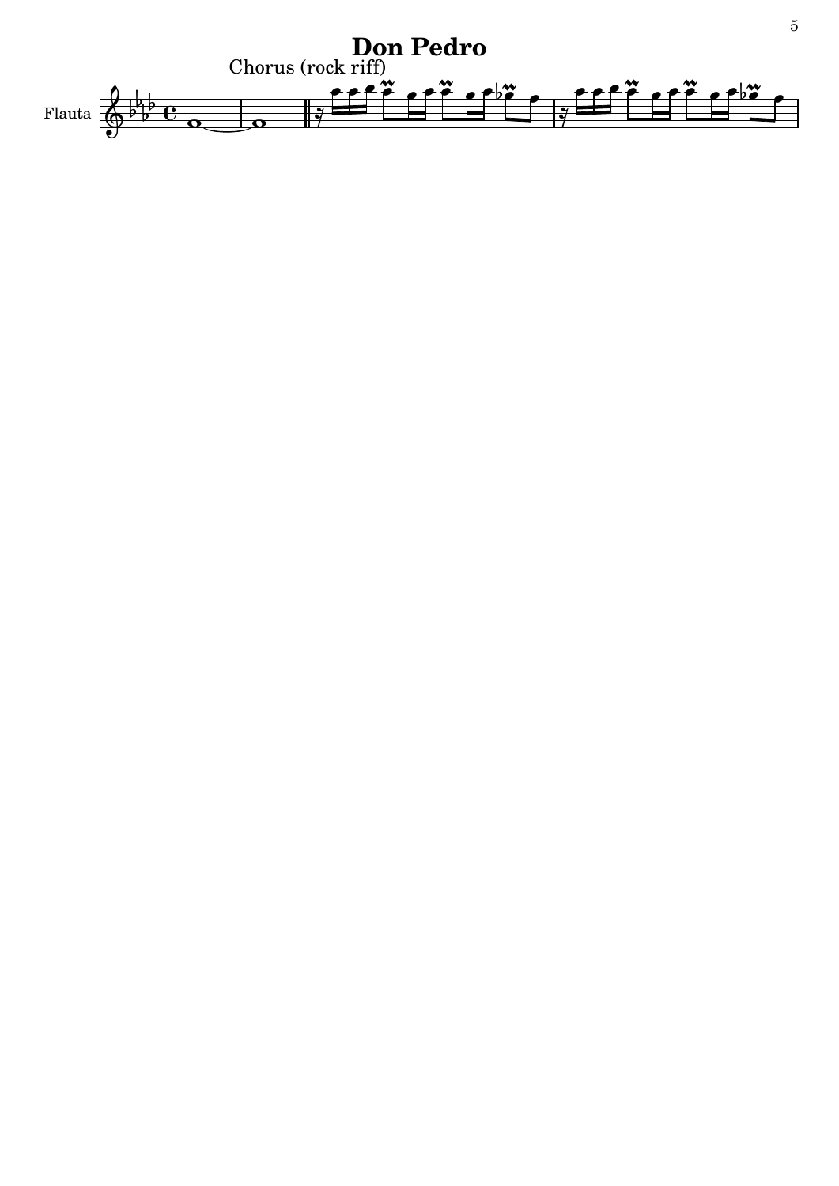# Don Pedro

Chorus (rock riff)

Flauta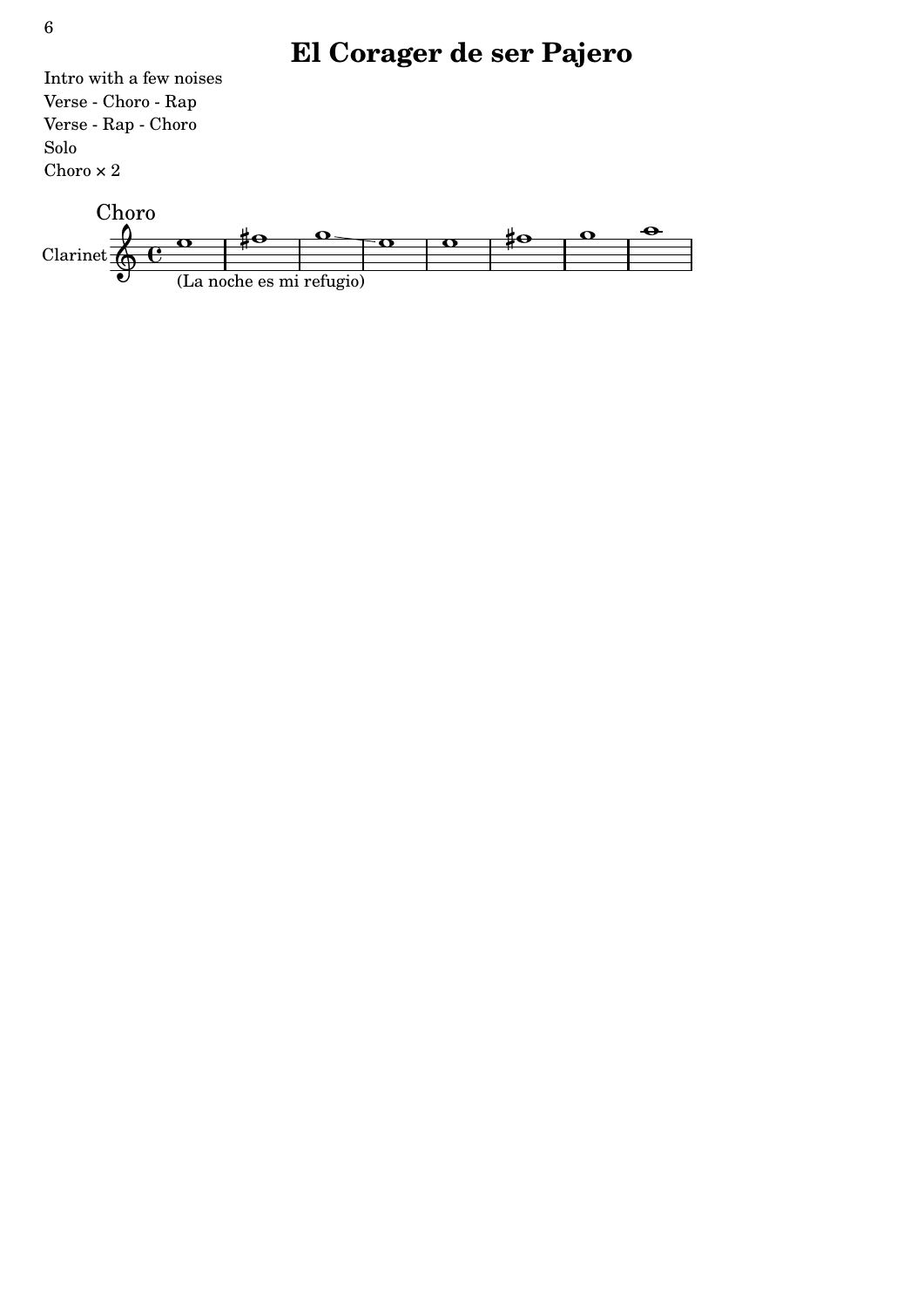# El Corager de ser Pajero

Intro with a few noises

Verse - Choro - Rap

Verse - Rap - Choro

Solo

Choro × 2

Choro

Clarinet

(La noche es mi refugio)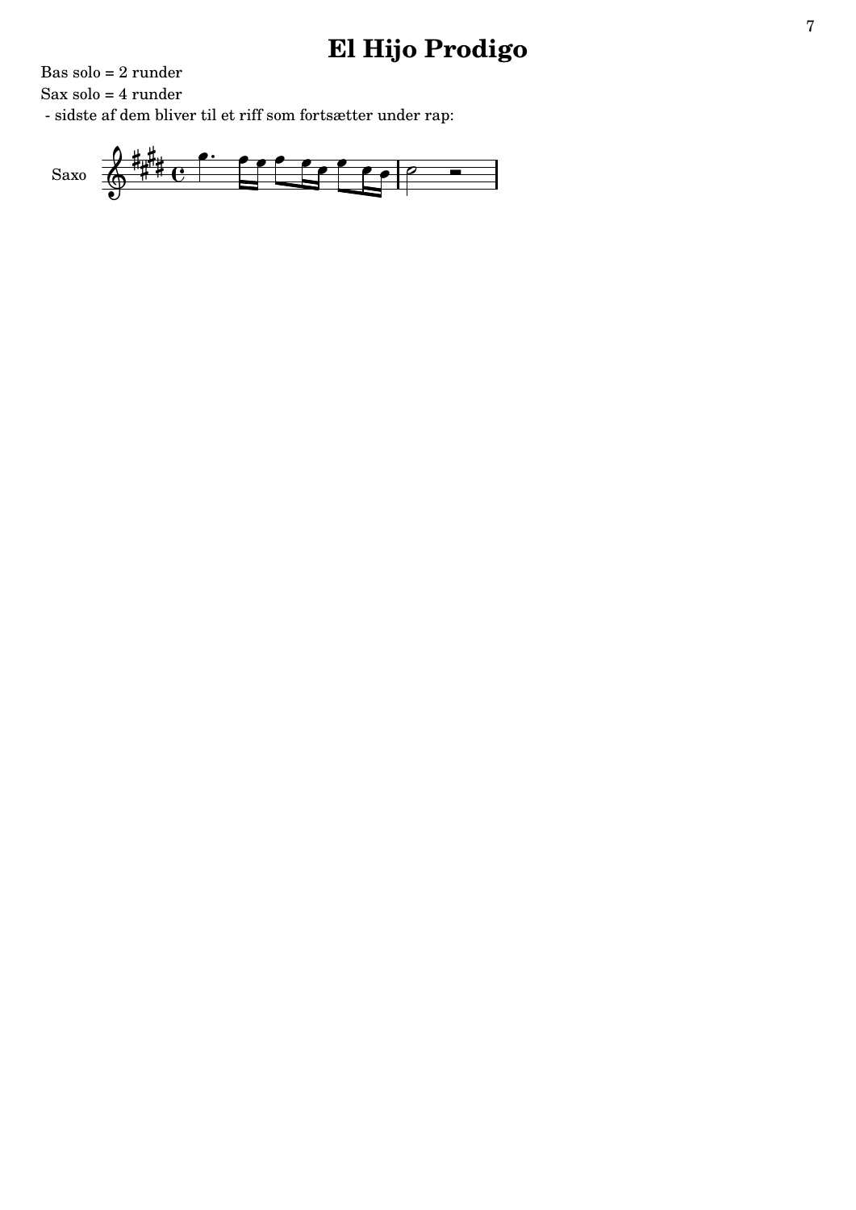# El Hijo Prodigo

Bas solo = 2 runder

Sax solo = 4 runder

- sidste af dem bliver til et riff som fortsætter under rap:

Saxo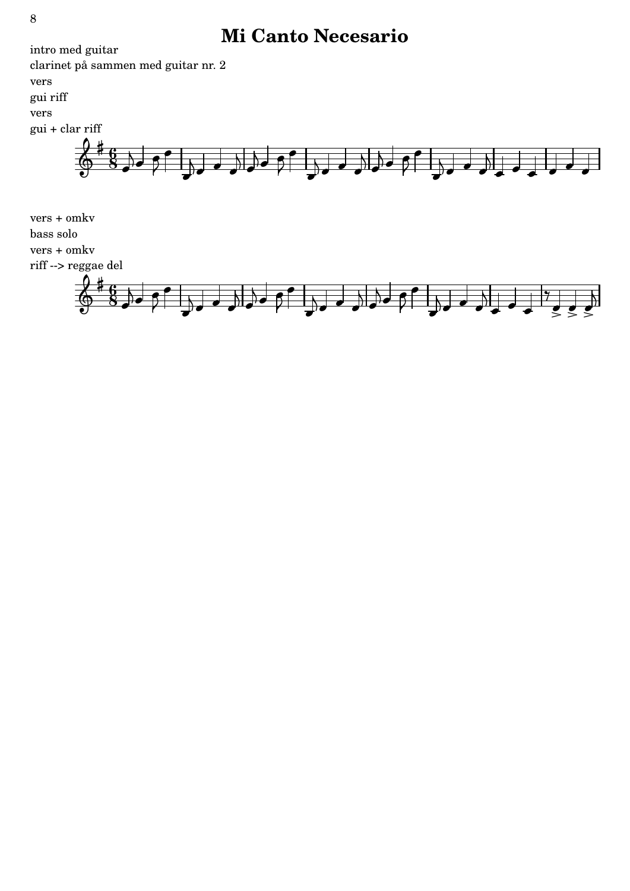# Mi Canto Necesario

intro med guitar

clarinet på sammen med guitar nr. 2

vers

gui riff

vers

gui + clar riff

vers + omkv

bass solo

vers + omkv

riff --> reggae del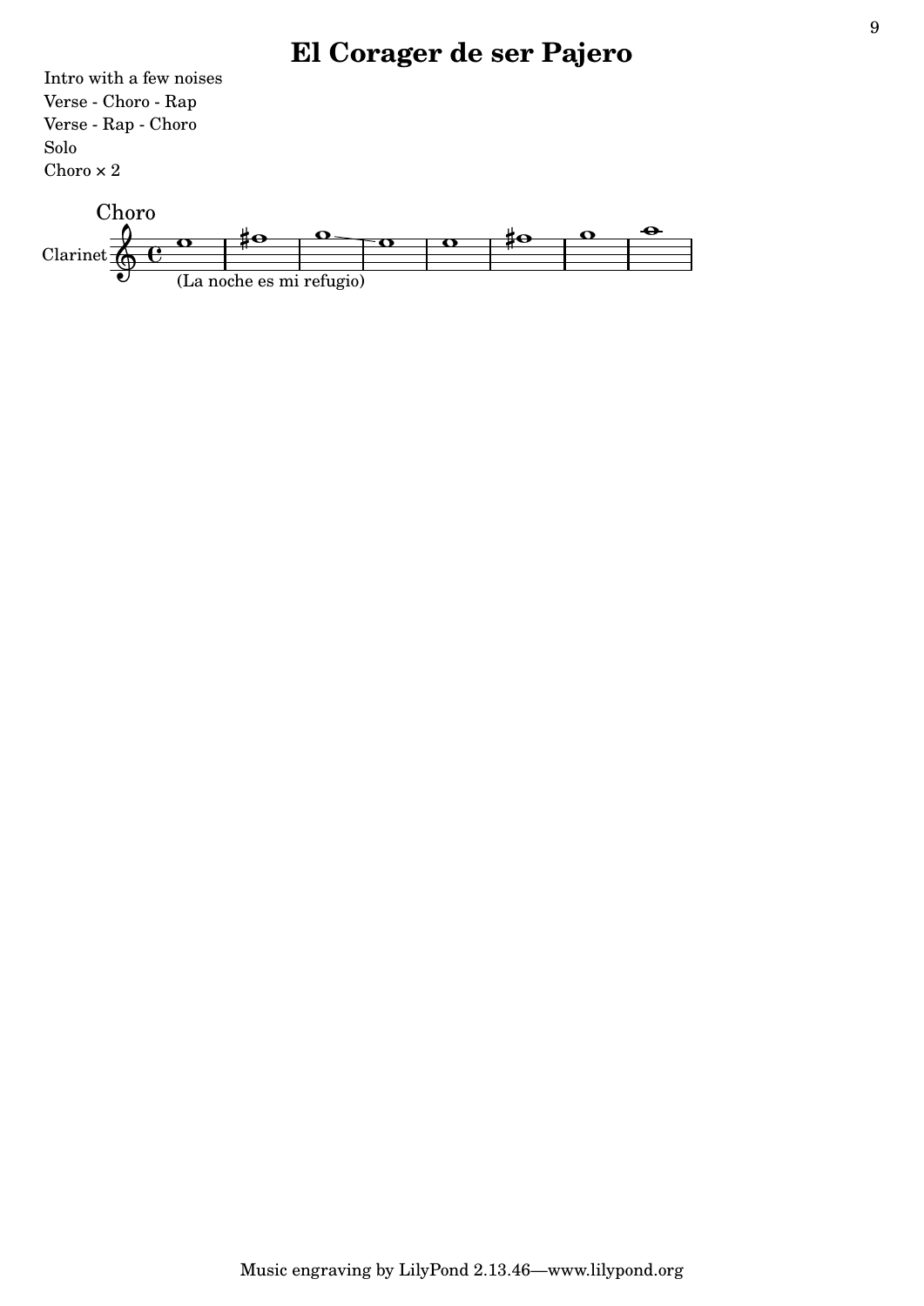# El Corager de ser Pajero

Intro with a few noises
Verse - Choro - Rap
Verse - Rap - Choro
Solo
Choro × 2

Choro

Clarinet

(La noche es mi refugio)